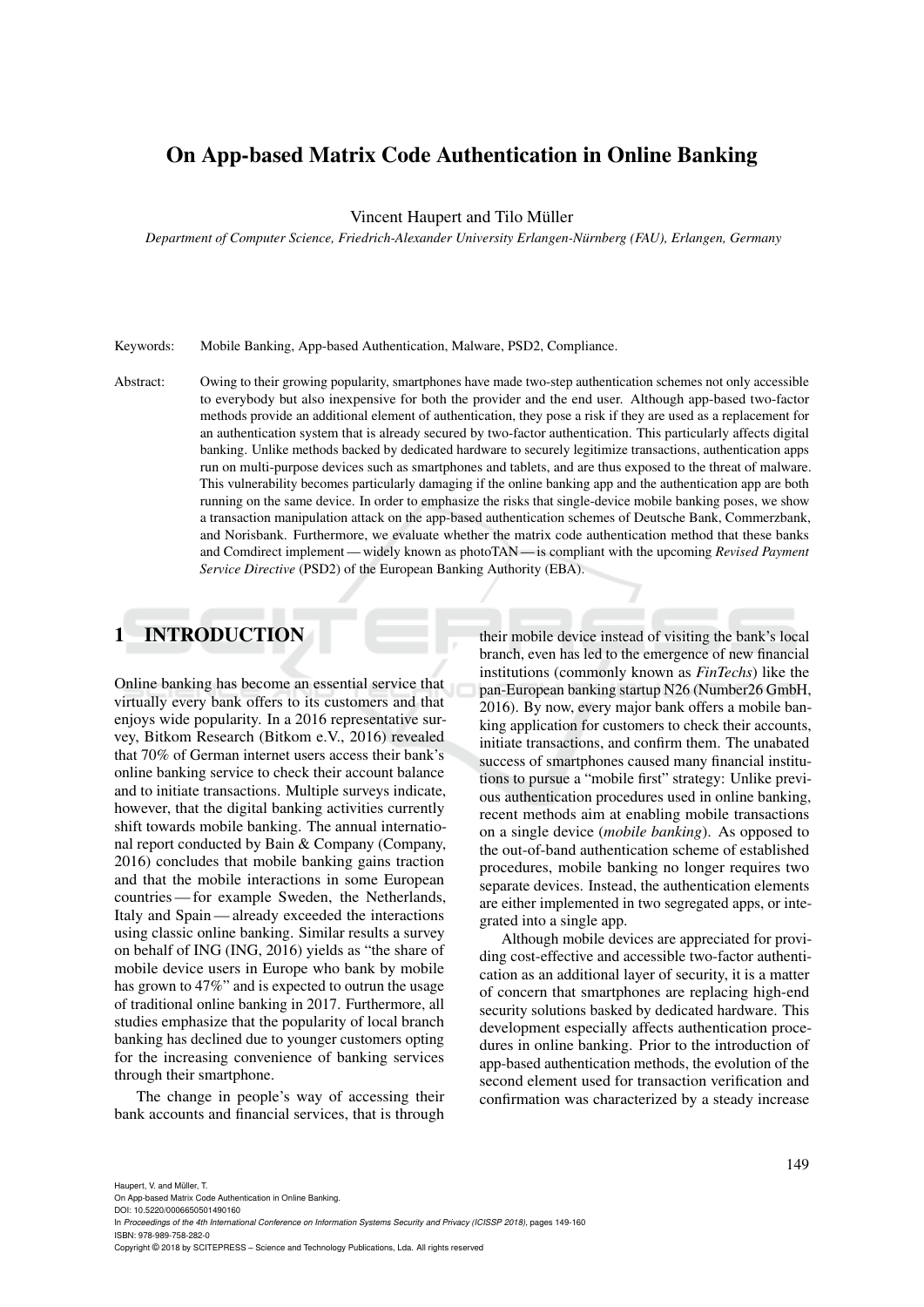# On App-based Matrix Code Authentication in Online Banking

Vincent Haupert and Tilo Müller

*Department of Computer Science, Friedrich-Alexander University Erlangen-Nürnberg (FAU), Erlangen, Germany*

Keywords: Mobile Banking, App-based Authentication, Malware, PSD2, Compliance.

Abstract: Owing to their growing popularity, smartphones have made two-step authentication schemes not only accessible to everybody but also inexpensive for both the provider and the end user. Although app-based two-factor methods provide an additional element of authentication, they pose a risk if they are used as a replacement for an authentication system that is already secured by two-factor authentication. This particularly affects digital banking. Unlike methods backed by dedicated hardware to securely legitimize transactions, authentication apps run on multi-purpose devices such as smartphones and tablets, and are thus exposed to the threat of malware. This vulnerability becomes particularly damaging if the online banking app and the authentication app are both running on the same device. In order to emphasize the risks that single-device mobile banking poses, we show a transaction manipulation attack on the app-based authentication schemes of Deutsche Bank, Commerzbank, and Norisbank. Furthermore, we evaluate whether the matrix code authentication method that these banks and Comdirect implement — widely known as photoTAN — is compliant with the upcoming *Revised Payment Service Directive* (PSD2) of the European Banking Authority (EBA).

## 1 INTRODUCTION

Online banking has become an essential service that virtually every bank offers to its customers and that enjoys wide popularity. In a 2016 representative survey, Bitkom Research (Bitkom e.V., 2016) revealed that 70% of German internet users access their bank's online banking service to check their account balance and to initiate transactions. Multiple surveys indicate, however, that the digital banking activities currently shift towards mobile banking. The annual international report conducted by Bain & Company (Company, 2016) concludes that mobile banking gains traction and that the mobile interactions in some European countries — for example Sweden, the Netherlands, Italy and Spain — already exceeded the interactions using classic online banking. Similar results a survey on behalf of ING (ING, 2016) yields as "the share of mobile device users in Europe who bank by mobile has grown to 47%" and is expected to outrun the usage of traditional online banking in 2017. Furthermore, all studies emphasize that the popularity of local branch banking has declined due to younger customers opting for the increasing convenience of banking services through their smartphone.

The change in people's way of accessing their bank accounts and financial services, that is through their mobile device instead of visiting the bank's local branch, even has led to the emergence of new financial institutions (commonly known as *FinTechs*) like the pan-European banking startup N26 (Number26 GmbH, 2016). By now, every major bank offers a mobile banking application for customers to check their accounts, initiate transactions, and confirm them. The unabated success of smartphones caused many financial institutions to pursue a "mobile first" strategy: Unlike previous authentication procedures used in online banking, recent methods aim at enabling mobile transactions on a single device (*mobile banking*). As opposed to the out-of-band authentication scheme of established procedures, mobile banking no longer requires two separate devices. Instead, the authentication elements are either implemented in two segregated apps, or integrated into a single app.

Although mobile devices are appreciated for providing cost-effective and accessible two-factor authentication as an additional layer of security, it is a matter of concern that smartphones are replacing high-end security solutions basked by dedicated hardware. This development especially affects authentication procedures in online banking. Prior to the introduction of app-based authentication methods, the evolution of the second element used for transaction verification and confirmation was characterized by a steady increase

Haupert, V. and Müller, T.
On App-based Matrix Code Authentication in Online Banking.
DOI: 10.5220/0006650501490160
In *Proceedings of the 4th International Conference on Information Systems Security and Privacy (ICISSP 2018)*, pages 149-160
ISBN: 978-989-758-282-0
Copyright © 2018 by SCITEPRESS – Science and Technology Publications, Lda. All rights reserved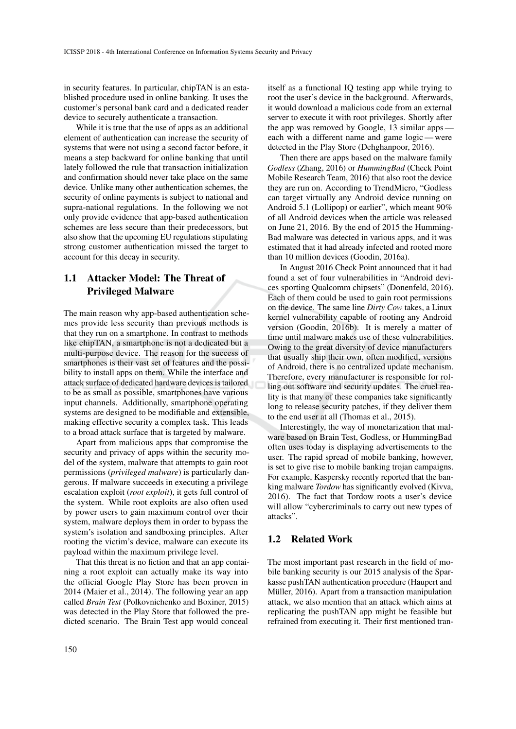in security features. In particular, chipTAN is an established procedure used in online banking. It uses the customer's personal bank card and a dedicated reader device to securely authenticate a transaction.

While it is true that the use of apps as an additional element of authentication can increase the security of systems that were not using a second factor before, it means a step backward for online banking that until lately followed the rule that transaction initialization and confirmation should never take place on the same device. Unlike many other authentication schemes, the security of online payments is subject to national and supra-national regulations. In the following we not only provide evidence that app-based authentication schemes are less secure than their predecessors, but also show that the upcoming EU regulations stipulating strong customer authentication missed the target to account for this decay in security.

## 1.1 Attacker Model: The Threat of Privileged Malware

The main reason why app-based authentication schemes provide less security than previous methods is that they run on a smartphone. In contrast to methods like chipTAN, a smartphone is not a dedicated but a multi-purpose device. The reason for the success of smartphones is their vast set of features and the possibility to install apps on them. While the interface and attack surface of dedicated hardware devices is tailored to be as small as possible, smartphones have various input channels. Additionally, smartphone operating systems are designed to be modifiable and extensible, making effective security a complex task. This leads to a broad attack surface that is targeted by malware.

Apart from malicious apps that compromise the security and privacy of apps within the security model of the system, malware that attempts to gain root permissions (*privileged malware*) is particularly dangerous. If malware succeeds in executing a privilege escalation exploit (*root exploit*), it gets full control of the system. While root exploits are also often used by power users to gain maximum control over their system, malware deploys them in order to bypass the system's isolation and sandboxing principles. After rooting the victim's device, malware can execute its payload within the maximum privilege level.

That this threat is no fiction and that an app containing a root exploit can actually make its way into the official Google Play Store has been proven in 2014 (Maier et al., 2014). The following year an app called *Brain Test* (Polkovnichenko and Boxiner, 2015) was detected in the Play Store that followed the predicted scenario. The Brain Test app would conceal itself as a functional IQ testing app while trying to root the user's device in the background. Afterwards, it would download a malicious code from an external server to execute it with root privileges. Shortly after the app was removed by Google, 13 similar apps — each with a different name and game logic — were detected in the Play Store (Dehghanpoor, 2016).

Then there are apps based on the malware family *Godless* (Zhang, 2016) or *HummingBad* (Check Point Mobile Research Team, 2016) that also root the device they are run on. According to TrendMicro, "Godless can target virtually any Android device running on Android 5.1 (Lollipop) or earlier", which meant 90% of all Android devices when the article was released on June 21, 2016. By the end of 2015 the HummingBad malware was detected in various apps, and it was estimated that it had already infected and rooted more than 10 million devices (Goodin, 2016a).

In August 2016 Check Point announced that it had found a set of four vulnerabilities in "Android devices sporting Qualcomm chipsets" (Donenfeld, 2016). Each of them could be used to gain root permissions on the device. The same line *Dirty Cow* takes, a Linux kernel vulnerability capable of rooting any Android version (Goodin, 2016b). It is merely a matter of time until malware makes use of these vulnerabilities. Owing to the great diversity of device manufacturers that usually ship their own, often modified, versions of Android, there is no centralized update mechanism. Therefore, every manufacturer is responsible for rolling out software and security updates. The cruel reality is that many of these companies take significantly long to release security patches, if they deliver them to the end user at all (Thomas et al., 2015).

Interestingly, the way of monetarization that malware based on Brain Test, Godless, or HummingBad often uses today is displaying advertisements to the user. The rapid spread of mobile banking, however, is set to give rise to mobile banking trojan campaigns. For example, Kaspersky recently reported that the banking malware *Tordow* has significantly evolved (Kivva, 2016). The fact that Tordow roots a user's device will allow "cybercriminals to carry out new types of attacks".

## 1.2 Related Work

The most important past research in the field of mobile banking security is our 2015 analysis of the Sparkasse pushTAN authentication procedure (Haupert and Müller, 2016). Apart from a transaction manipulation attack, we also mention that an attack which aims at replicating the pushTAN app might be feasible but refrained from executing it. Their first mentioned tran-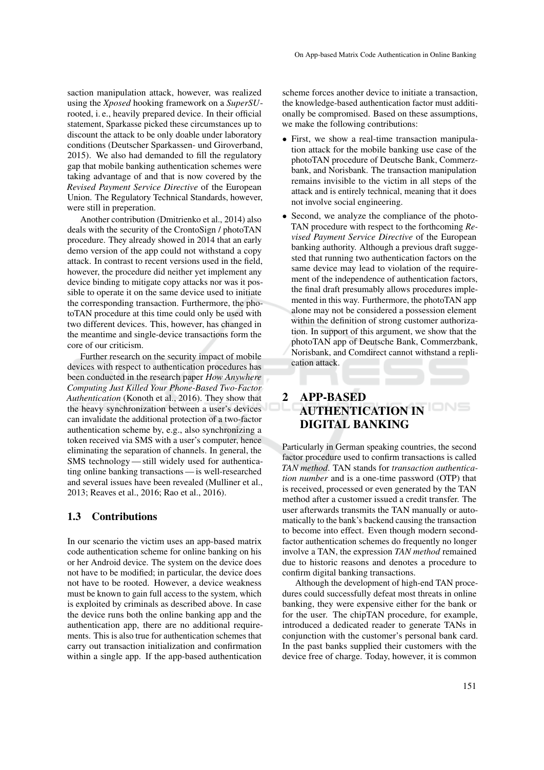saction manipulation attack, however, was realized using the *Xposed* hooking framework on a *SuperSU*-rooted, i. e., heavily prepared device. In their official statement, Sparkasse picked these circumstances up to discount the attack to be only doable under laboratory conditions (Deutscher Sparkassen- und Giroverband, 2015). We also had demanded to fill the regulatory gap that mobile banking authentication schemes were taking advantage of and that is now covered by the *Revised Payment Service Directive* of the European Union. The Regulatory Technical Standards, however, were still in preperation.

Another contribution (Dmitrienko et al., 2014) also deals with the security of the CrontoSign / photoTAN procedure. They already showed in 2014 that an early demo version of the app could not withstand a copy attack. In contrast to recent versions used in the field, however, the procedure did neither yet implement any device binding to mitigate copy attacks nor was it possible to operate it on the same device used to initiate the corresponding transaction. Furthermore, the photoTAN procedure at this time could only be used with two different devices. This, however, has changed in the meantime and single-device transactions form the core of our criticism.

Further research on the security impact of mobile devices with respect to authentication procedures has been conducted in the research paper *How Anywhere Computing Just Killed Your Phone-Based Two-Factor Authentication* (Konoth et al., 2016). They show that the heavy synchronization between a user's devices can invalidate the additional protection of a two-factor authentication scheme by, e.g., also synchronizing a token received via SMS with a user's computer, hence eliminating the separation of channels. In general, the SMS technology — still widely used for authenticating online banking transactions — is well-researched and several issues have been revealed (Mulliner et al., 2013; Reaves et al., 2016; Rao et al., 2016).

### 1.3 Contributions

In our scenario the victim uses an app-based matrix code authentication scheme for online banking on his or her Android device. The system on the device does not have to be modified; in particular, the device does not have to be rooted. However, a device weakness must be known to gain full access to the system, which is exploited by criminals as described above. In case the device runs both the online banking app and the authentication app, there are no additional requirements. This is also true for authentication schemes that carry out transaction initialization and confirmation within a single app. If the app-based authentication scheme forces another device to initiate a transaction, the knowledge-based authentication factor must additionally be compromised. Based on these assumptions, we make the following contributions:

- First, we show a real-time transaction manipulation attack for the mobile banking use case of the photoTAN procedure of Deutsche Bank, Commerzbank, and Norisbank. The transaction manipulation remains invisible to the victim in all steps of the attack and is entirely technical, meaning that it does not involve social engineering.
- Second, we analyze the compliance of the photoTAN procedure with respect to the forthcoming *Revised Payment Service Directive* of the European banking authority. Although a previous draft suggested that running two authentication factors on the same device may lead to violation of the requirement of the independence of authentication factors, the final draft presumably allows procedures implemented in this way. Furthermore, the photoTAN app alone may not be considered a possession element within the definition of strong customer authorization. In support of this argument, we show that the photoTAN app of Deutsche Bank, Commerzbank, Norisbank, and Comdirect cannot withstand a replication attack.

## 2 APP-BASED AUTHENTICATION IN DIGITAL BANKING

Particularly in German speaking countries, the second factor procedure used to confirm transactions is called *TAN method*. TAN stands for *transaction authentication number* and is a one-time password (OTP) that is received, processed or even generated by the TAN method after a customer issued a credit transfer. The user afterwards transmits the TAN manually or automatically to the bank's backend causing the transaction to become into effect. Even though modern second-factor authentication schemes do frequently no longer involve a TAN, the expression *TAN method* remained due to historic reasons and denotes a procedure to confirm digital banking transactions.

Although the development of high-end TAN procedures could successfully defeat most threats in online banking, they were expensive either for the bank or for the user. The chipTAN procedure, for example, introduced a dedicated reader to generate TANs in conjunction with the customer's personal bank card. In the past banks supplied their customers with the device free of charge. Today, however, it is common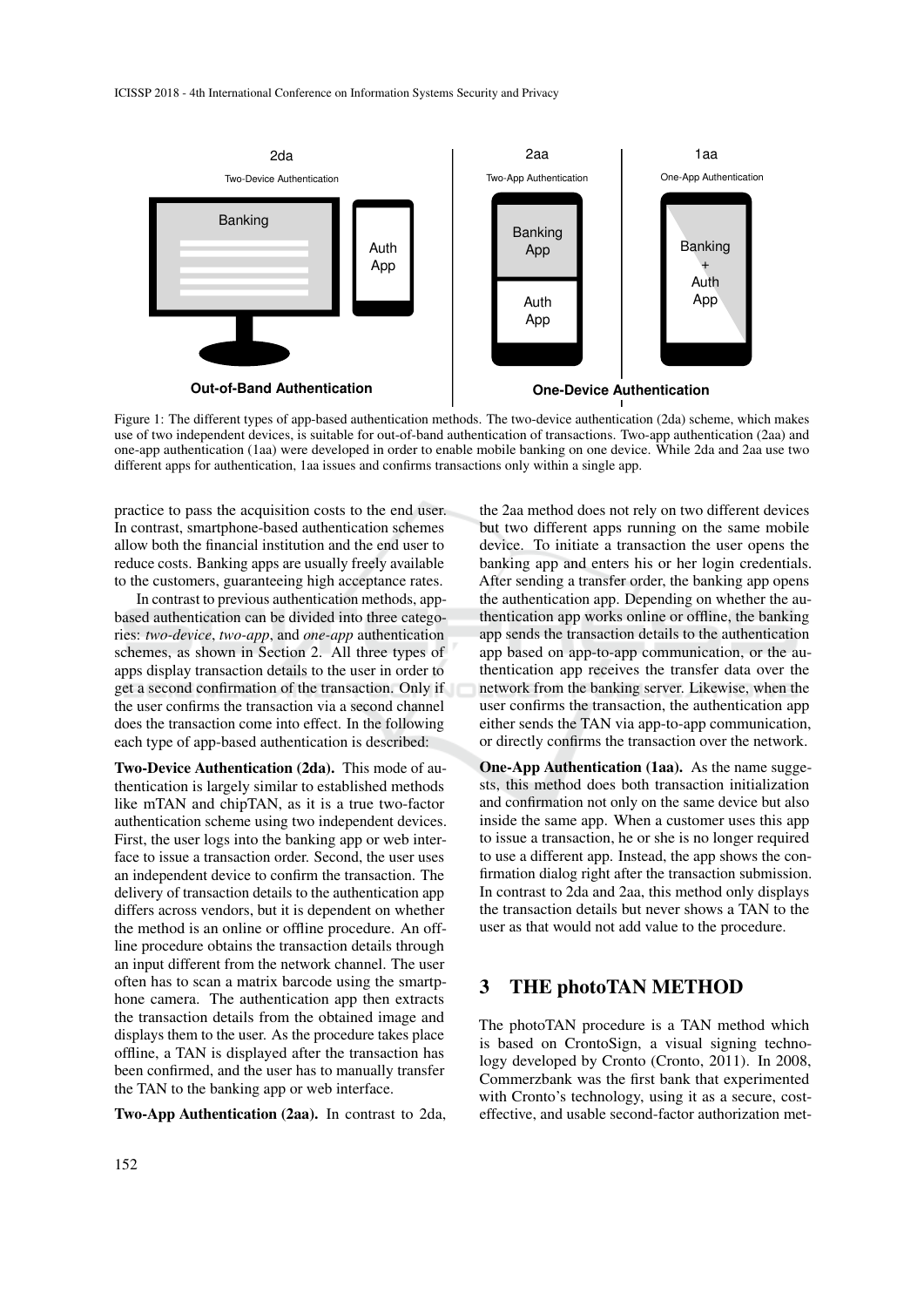Figure 1: The different types of app-based authentication methods. The two-device authentication (2da) scheme, which makes use of two independent devices, is suitable for out-of-band authentication of transactions. Two-app authentication (2aa) and one-app authentication (1aa) were developed in order to enable mobile banking on one device. While 2da and 2aa use two different apps for authentication, 1aa issues and confirms transactions only within a single app.

practice to pass the acquisition costs to the end user. In contrast, smartphone-based authentication schemes allow both the financial institution and the end user to reduce costs. Banking apps are usually freely available to the customers, guaranteeing high acceptance rates.

In contrast to previous authentication methods, app-based authentication can be divided into three categories: *two-device*, *two-app*, and *one-app* authentication schemes, as shown in Section 2. All three types of apps display transaction details to the user in order to get a second confirmation of the transaction. Only if the user confirms the transaction via a second channel does the transaction come into effect. In the following each type of app-based authentication is described:

**Two-Device Authentication (2da).** This mode of authentication is largely similar to established methods like mTAN and chipTAN, as it is a true two-factor authentication scheme using two independent devices. First, the user logs into the banking app or web interface to issue a transaction order. Second, the user uses an independent device to confirm the transaction. The delivery of transaction details to the authentication app differs across vendors, but it is dependent on whether the method is an online or offline procedure. An offline procedure obtains the transaction details through an input different from the network channel. The user often has to scan a matrix barcode using the smartphone camera. The authentication app then extracts the transaction details from the obtained image and displays them to the user. As the procedure takes place offline, a TAN is displayed after the transaction has been confirmed, and the user has to manually transfer the TAN to the banking app or web interface.

**Two-App Authentication (2aa).** In contrast to 2da, the 2aa method does not rely on two different devices but two different apps running on the same mobile device. To initiate a transaction the user opens the banking app and enters his or her login credentials. After sending a transfer order, the banking app opens the authentication app. Depending on whether the authentication app works online or offline, the banking app sends the transaction details to the authentication app based on app-to-app communication, or the authentication app receives the transfer data over the network from the banking server. Likewise, when the user confirms the transaction, the authentication app either sends the TAN via app-to-app communication, or directly confirms the transaction over the network.

**One-App Authentication (1aa).** As the name suggests, this method does both transaction initialization and confirmation not only on the same device but also inside the same app. When a customer uses this app to issue a transaction, he or she is no longer required to use a different app. Instead, the app shows the confirmation dialog right after the transaction submission. In contrast to 2da and 2aa, this method only displays the transaction details but never shows a TAN to the user as that would not add value to the procedure.

## 3 THE photoTAN METHOD

The photoTAN procedure is a TAN method which is based on CrontoSign, a visual signing technology developed by Cronto (Cronto, 2011). In 2008, Commerzbank was the first bank that experimented with Cronto's technology, using it as a secure, cost-effective, and usable second-factor authorization met-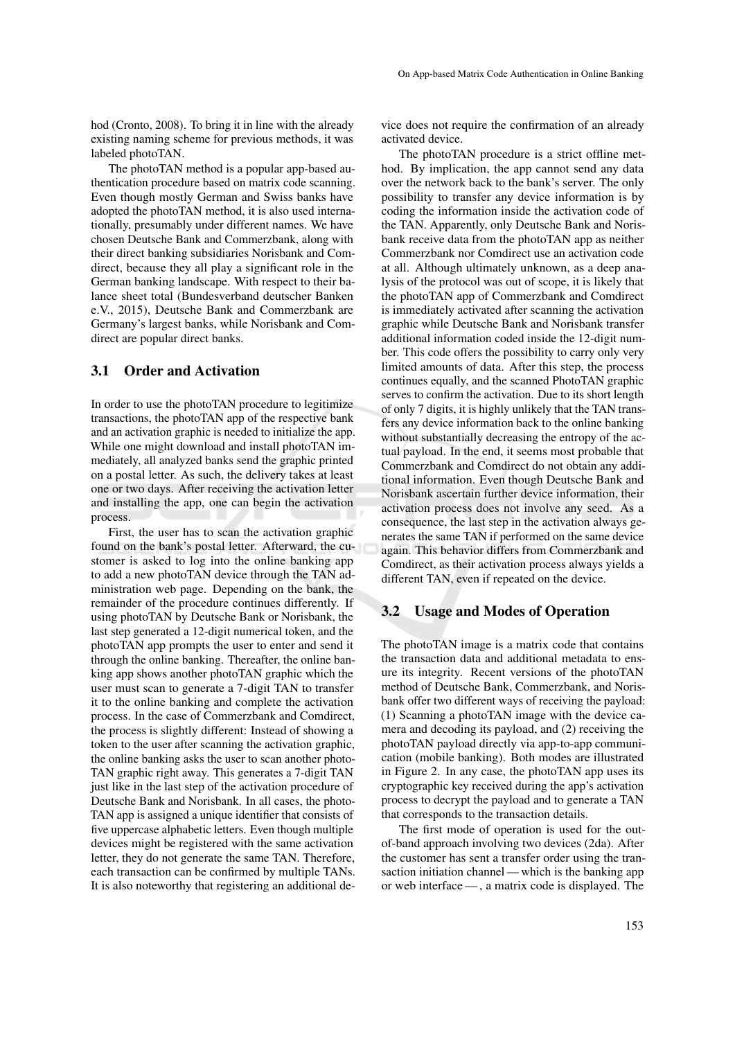hod (Cronto, 2008). To bring it in line with the already existing naming scheme for previous methods, it was labeled photoTAN.

The photoTAN method is a popular app-based authentication procedure based on matrix code scanning. Even though mostly German and Swiss banks have adopted the photoTAN method, it is also used internationally, presumably under different names. We have chosen Deutsche Bank and Commerzbank, along with their direct banking subsidiaries Norisbank and Comdirect, because they all play a significant role in the German banking landscape. With respect to their balance sheet total (Bundesverband deutscher Banken e.V., 2015), Deutsche Bank and Commerzbank are Germany's largest banks, while Norisbank and Comdirect are popular direct banks.

### 3.1 Order and Activation

In order to use the photoTAN procedure to legitimize transactions, the photoTAN app of the respective bank and an activation graphic is needed to initialize the app. While one might download and install photoTAN immediately, all analyzed banks send the graphic printed on a postal letter. As such, the delivery takes at least one or two days. After receiving the activation letter and installing the app, one can begin the activation process.

First, the user has to scan the activation graphic found on the bank's postal letter. Afterward, the customer is asked to log into the online banking app to add a new photoTAN device through the TAN administration web page. Depending on the bank, the remainder of the procedure continues differently. If using photoTAN by Deutsche Bank or Norisbank, the last step generated a 12-digit numerical token, and the photoTAN app prompts the user to enter and send it through the online banking. Thereafter, the online banking app shows another photoTAN graphic which the user must scan to generate a 7-digit TAN to transfer it to the online banking and complete the activation process. In the case of Commerzbank and Comdirect, the process is slightly different: Instead of showing a token to the user after scanning the activation graphic, the online banking asks the user to scan another photoTAN graphic right away. This generates a 7-digit TAN just like in the last step of the activation procedure of Deutsche Bank and Norisbank. In all cases, the photoTAN app is assigned a unique identifier that consists of five uppercase alphabetic letters. Even though multiple devices might be registered with the same activation letter, they do not generate the same TAN. Therefore, each transaction can be confirmed by multiple TANs. It is also noteworthy that registering an additional device does not require the confirmation of an already activated device.

The photoTAN procedure is a strict offline method. By implication, the app cannot send any data over the network back to the bank's server. The only possibility to transfer any device information is by coding the information inside the activation code of the TAN. Apparently, only Deutsche Bank and Norisbank receive data from the photoTAN app as neither Commerzbank nor Comdirect use an activation code at all. Although ultimately unknown, as a deep analysis of the protocol was out of scope, it is likely that the photoTAN app of Commerzbank and Comdirect is immediately activated after scanning the activation graphic while Deutsche Bank and Norisbank transfer additional information coded inside the 12-digit number. This code offers the possibility to carry only very limited amounts of data. After this step, the process continues equally, and the scanned PhotoTAN graphic serves to confirm the activation. Due to its short length of only 7 digits, it is highly unlikely that the TAN transfers any device information back to the online banking without substantially decreasing the entropy of the actual payload. In the end, it seems most probable that Commerzbank and Comdirect do not obtain any additional information. Even though Deutsche Bank and Norisbank ascertain further device information, their activation process does not involve any seed. As a consequence, the last step in the activation always generates the same TAN if performed on the same device again. This behavior differs from Commerzbank and Comdirect, as their activation process always yields a different TAN, even if repeated on the device.

### 3.2 Usage and Modes of Operation

The photoTAN image is a matrix code that contains the transaction data and additional metadata to ensure its integrity. Recent versions of the photoTAN method of Deutsche Bank, Commerzbank, and Norisbank offer two different ways of receiving the payload: (1) Scanning a photoTAN image with the device camera and decoding its payload, and (2) receiving the photoTAN payload directly via app-to-app communication (mobile banking). Both modes are illustrated in Figure 2. In any case, the photoTAN app uses its cryptographic key received during the app's activation process to decrypt the payload and to generate a TAN that corresponds to the transaction details.

The first mode of operation is used for the out-of-band approach involving two devices (2da). After the customer has sent a transfer order using the transaction initiation channel — which is the banking app or web interface — , a matrix code is displayed. The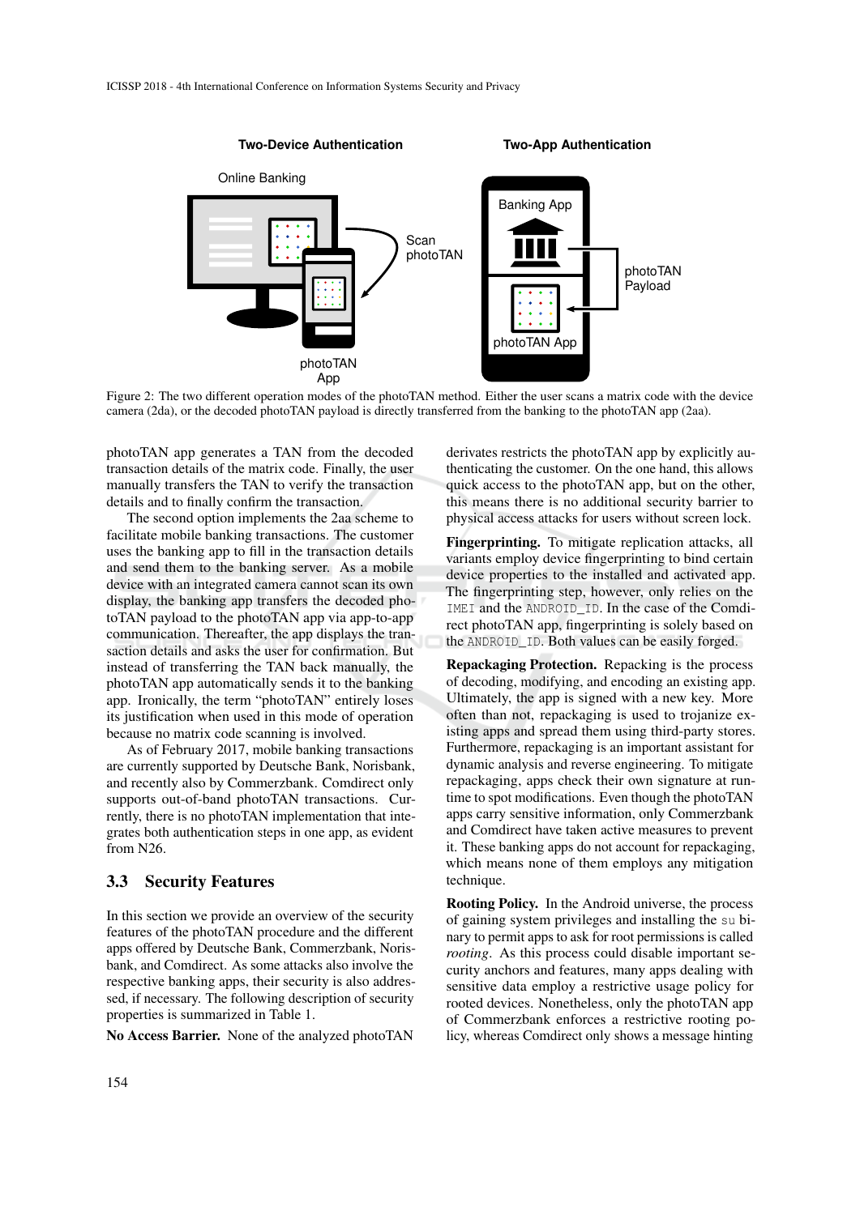Figure 2: The two different operation modes of the photoTAN method. Either the user scans a matrix code with the device camera (2da), or the decoded photoTAN payload is directly transferred from the banking to the photoTAN app (2aa).

photoTAN app generates a TAN from the decoded transaction details of the matrix code. Finally, the user manually transfers the TAN to verify the transaction details and to finally confirm the transaction.

The second option implements the 2aa scheme to facilitate mobile banking transactions. The customer uses the banking app to fill in the transaction details and send them to the banking server. As a mobile device with an integrated camera cannot scan its own display, the banking app transfers the decoded photoTAN payload to the photoTAN app via app-to-app communication. Thereafter, the app displays the transaction details and asks the user for confirmation. But instead of transferring the TAN back manually, the photoTAN app automatically sends it to the banking app. Ironically, the term "photoTAN" entirely loses its justification when used in this mode of operation because no matrix code scanning is involved.

As of February 2017, mobile banking transactions are currently supported by Deutsche Bank, Norisbank, and recently also by Commerzbank. Comdirect only supports out-of-band photoTAN transactions. Currently, there is no photoTAN implementation that integrates both authentication steps in one app, as evident from N26.

## 3.3 Security Features

In this section we provide an overview of the security features of the photoTAN procedure and the different apps offered by Deutsche Bank, Commerzbank, Norisbank, and Comdirect. As some attacks also involve the respective banking apps, their security is also addressed, if necessary. The following description of security properties is summarized in Table 1.

**No Access Barrier.** None of the analyzed photoTAN derivates restricts the photoTAN app by explicitly authenticating the customer. On the one hand, this allows quick access to the photoTAN app, but on the other, this means there is no additional security barrier to physical access attacks for users without screen lock.

**Fingerprinting.** To mitigate replication attacks, all variants employ device fingerprinting to bind certain device properties to the installed and activated app. The fingerprinting step, however, only relies on the `IMEI` and the `ANDROID_ID`. In the case of the Comdirect photoTAN app, fingerprinting is solely based on the `ANDROID_ID`. Both values can be easily forged.

**Repackaging Protection.** Repacking is the process of decoding, modifying, and encoding an existing app. Ultimately, the app is signed with a new key. More often than not, repackaging is used to trojanize existing apps and spread them using third-party stores. Furthermore, repackaging is an important assistant for dynamic analysis and reverse engineering. To mitigate repackaging, apps check their own signature at runtime to spot modifications. Even though the photoTAN apps carry sensitive information, only Commerzbank and Comdirect have taken active measures to prevent it. These banking apps do not account for repackaging, which means none of them employs any mitigation technique.

**Rooting Policy.** In the Android universe, the process of gaining system privileges and installing the `su` binary to permit apps to ask for root permissions is called *rooting*. As this process could disable important security anchors and features, many apps dealing with sensitive data employ a restrictive usage policy for rooted devices. Nonetheless, only the photoTAN app of Commerzbank enforces a restrictive rooting policy, whereas Comdirect only shows a message hinting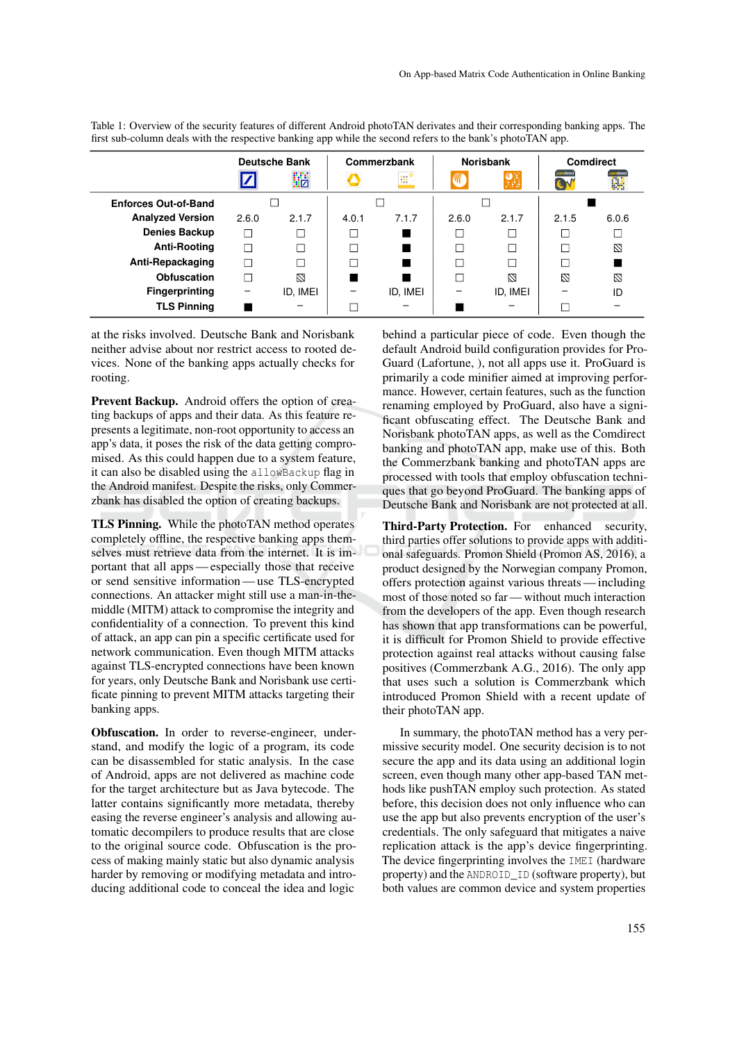Table 1: Overview of the security features of different Android photoTAN derivates and their corresponding banking apps. The first sub-column deals with the respective banking app while the second refers to the bank's photoTAN app.

| | Deutsche Bank | | Commerzbank | | Norisbank | | Comdirect | |
|---|---|---|---|---|---|---|---|---|
| **Enforces Out-of-Band** | ☐ | | ☐ | | ☐ | | ■ | |
| **Analyzed Version** | 2.6.0 | 2.1.7 | 4.0.1 | 7.1.7 | 2.6.0 | 2.1.7 | 2.1.5 | 6.0.6 |
| **Denies Backup** | ☐ | ☐ | ☐ | ■ | ☐ | ☐ | ☐ | ☐ |
| **Anti-Rooting** | ☐ | ☐ | ☐ | ■ | ☐ | ☐ | ☐ | ▨ |
| **Anti-Repackaging** | ☐ | ☐ | ☐ | ■ | ☐ | ☐ | ☐ | ■ |
| **Obfuscation** | ☐ | ▨ | ■ | ■ | ☐ | ▨ | ▨ | ▨ |
| **Fingerprinting** | – | ID, IMEI | – | ID, IMEI | – | ID, IMEI | – | ID |
| **TLS Pinning** | ■ | – | ☐ | – | ■ | – | ☐ | – |

at the risks involved. Deutsche Bank and Norisbank neither advise about nor restrict access to rooted devices. None of the banking apps actually checks for rooting.

**Prevent Backup.** Android offers the option of creating backups of apps and their data. As this feature represents a legitimate, non-root opportunity to access an app's data, it poses the risk of the data getting compromised. As this could happen due to a system feature, it can also be disabled using the `allowBackup` flag in the Android manifest. Despite the risks, only Commerzbank has disabled the option of creating backups.

**TLS Pinning.** While the photoTAN method operates completely offline, the respective banking apps themselves must retrieve data from the internet. It is important that all apps — especially those that receive or send sensitive information — use TLS-encrypted connections. An attacker might still use a man-in-the-middle (MITM) attack to compromise the integrity and confidentiality of a connection. To prevent this kind of attack, an app can pin a specific certificate used for network communication. Even though MITM attacks against TLS-encrypted connections have been known for years, only Deutsche Bank and Norisbank use certificate pinning to prevent MITM attacks targeting their banking apps.

**Obfuscation.** In order to reverse-engineer, understand, and modify the logic of a program, its code can be disassembled for static analysis. In the case of Android, apps are not delivered as machine code for the target architecture but as Java bytecode. The latter contains significantly more metadata, thereby easing the reverse engineer's analysis and allowing automatic decompilers to produce results that are close to the original source code. Obfuscation is the process of making mainly static but also dynamic analysis harder by removing or modifying metadata and introducing additional code to conceal the idea and logic behind a particular piece of code. Even though the default Android build configuration provides for ProGuard (Lafortune, ), not all apps use it. ProGuard is primarily a code minifier aimed at improving performance. However, certain features, such as the function renaming employed by ProGuard, also have a significant obfuscating effect. The Deutsche Bank and Norisbank photoTAN apps, as well as the Comdirect banking and photoTAN app, make use of this. Both the Commerzbank banking and photoTAN apps are processed with tools that employ obfuscation techniques that go beyond ProGuard. The banking apps of Deutsche Bank and Norisbank are not protected at all.

**Third-Party Protection.** For enhanced security, third parties offer solutions to provide apps with additional safeguards. Promon Shield (Promon AS, 2016), a product designed by the Norwegian company Promon, offers protection against various threats — including most of those noted so far — without much interaction from the developers of the app. Even though research has shown that app transformations can be powerful, it is difficult for Promon Shield to provide effective protection against real attacks without causing false positives (Commerzbank A.G., 2016). The only app that uses such a solution is Commerzbank which introduced Promon Shield with a recent update of their photoTAN app.

In summary, the photoTAN method has a very permissive security model. One security decision is to not secure the app and its data using an additional login screen, even though many other app-based TAN methods like pushTAN employ such protection. As stated before, this decision does not only influence who can use the app but also prevents encryption of the user's credentials. The only safeguard that mitigates a naive replication attack is the app's device fingerprinting. The device fingerprinting involves the `IMEI` (hardware property) and the `ANDROID_ID` (software property), but both values are common device and system properties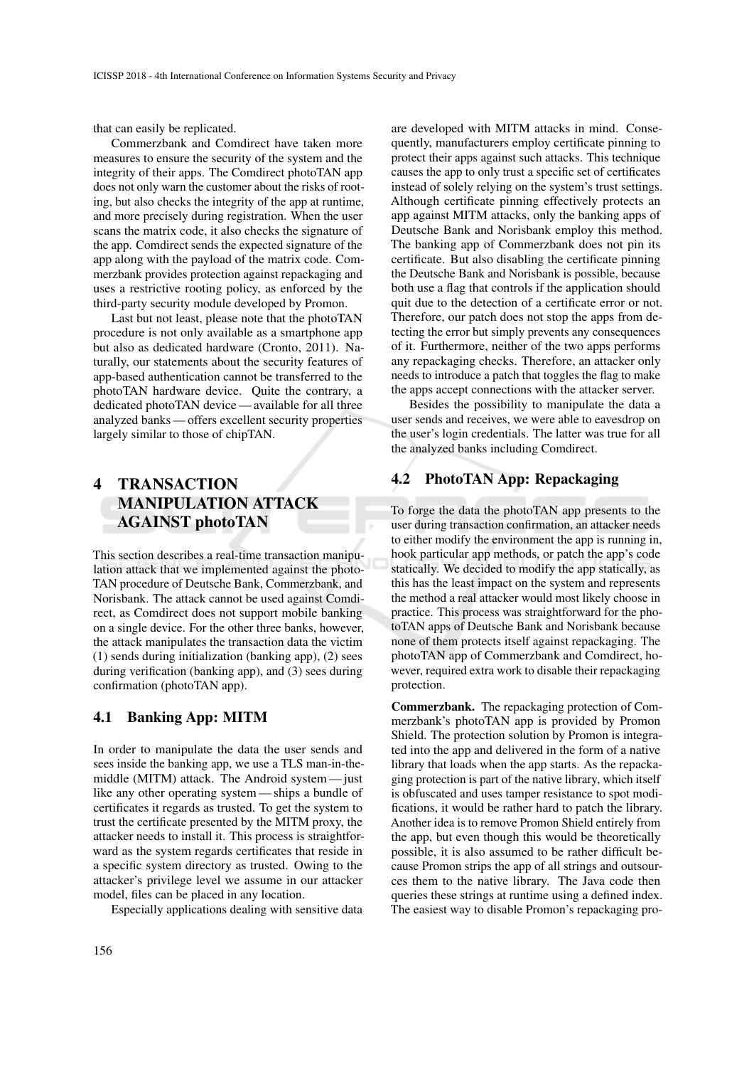that can easily be replicated.

Commerzbank and Comdirect have taken more measures to ensure the security of the system and the integrity of their apps. The Comdirect photoTAN app does not only warn the customer about the risks of rooting, but also checks the integrity of the app at runtime, and more precisely during registration. When the user scans the matrix code, it also checks the signature of the app. Comdirect sends the expected signature of the app along with the payload of the matrix code. Commerzbank provides protection against repackaging and uses a restrictive rooting policy, as enforced by the third-party security module developed by Promon.

Last but not least, please note that the photoTAN procedure is not only available as a smartphone app but also as dedicated hardware (Cronto, 2011). Naturally, our statements about the security features of app-based authentication cannot be transferred to the photoTAN hardware device. Quite the contrary, a dedicated photoTAN device — available for all three analyzed banks — offers excellent security properties largely similar to those of chipTAN.

# 4 TRANSACTION MANIPULATION ATTACK AGAINST photoTAN

This section describes a real-time transaction manipulation attack that we implemented against the photoTAN procedure of Deutsche Bank, Commerzbank, and Norisbank. The attack cannot be used against Comdirect, as Comdirect does not support mobile banking on a single device. For the other three banks, however, the attack manipulates the transaction data the victim (1) sends during initialization (banking app), (2) sees during verification (banking app), and (3) sees during confirmation (photoTAN app).

## 4.1 Banking App: MITM

In order to manipulate the data the user sends and sees inside the banking app, we use a TLS man-in-the-middle (MITM) attack. The Android system — just like any other operating system — ships a bundle of certificates it regards as trusted. To get the system to trust the certificate presented by the MITM proxy, the attacker needs to install it. This process is straightforward as the system regards certificates that reside in a specific system directory as trusted. Owing to the attacker's privilege level we assume in our attacker model, files can be placed in any location.

Especially applications dealing with sensitive data are developed with MITM attacks in mind. Consequently, manufacturers employ certificate pinning to protect their apps against such attacks. This technique causes the app to only trust a specific set of certificates instead of solely relying on the system's trust settings. Although certificate pinning effectively protects an app against MITM attacks, only the banking apps of Deutsche Bank and Norisbank employ this method. The banking app of Commerzbank does not pin its certificate. But also disabling the certificate pinning the Deutsche Bank and Norisbank is possible, because both use a flag that controls if the application should quit due to the detection of a certificate error or not. Therefore, our patch does not stop the apps from detecting the error but simply prevents any consequences of it. Furthermore, neither of the two apps performs any repackaging checks. Therefore, an attacker only needs to introduce a patch that toggles the flag to make the apps accept connections with the attacker server.

Besides the possibility to manipulate the data a user sends and receives, we were able to eavesdrop on the user's login credentials. The latter was true for all the analyzed banks including Comdirect.

## 4.2 PhotoTAN App: Repackaging

To forge the data the photoTAN app presents to the user during transaction confirmation, an attacker needs to either modify the environment the app is running in, hook particular app methods, or patch the app's code statically. We decided to modify the app statically, as this has the least impact on the system and represents the method a real attacker would most likely choose in practice. This process was straightforward for the photoTAN apps of Deutsche Bank and Norisbank because none of them protects itself against repackaging. The photoTAN app of Commerzbank and Comdirect, however, required extra work to disable their repackaging protection.

**Commerzbank.** The repackaging protection of Commerzbank's photoTAN app is provided by Promon Shield. The protection solution by Promon is integrated into the app and delivered in the form of a native library that loads when the app starts. As the repackaging protection is part of the native library, which itself is obfuscated and uses tamper resistance to spot modifications, it would be rather hard to patch the library. Another idea is to remove Promon Shield entirely from the app, but even though this would be theoretically possible, it is also assumed to be rather difficult because Promon strips the app of all strings and outsources them to the native library. The Java code then queries these strings at runtime using a defined index. The easiest way to disable Promon's repackaging pro-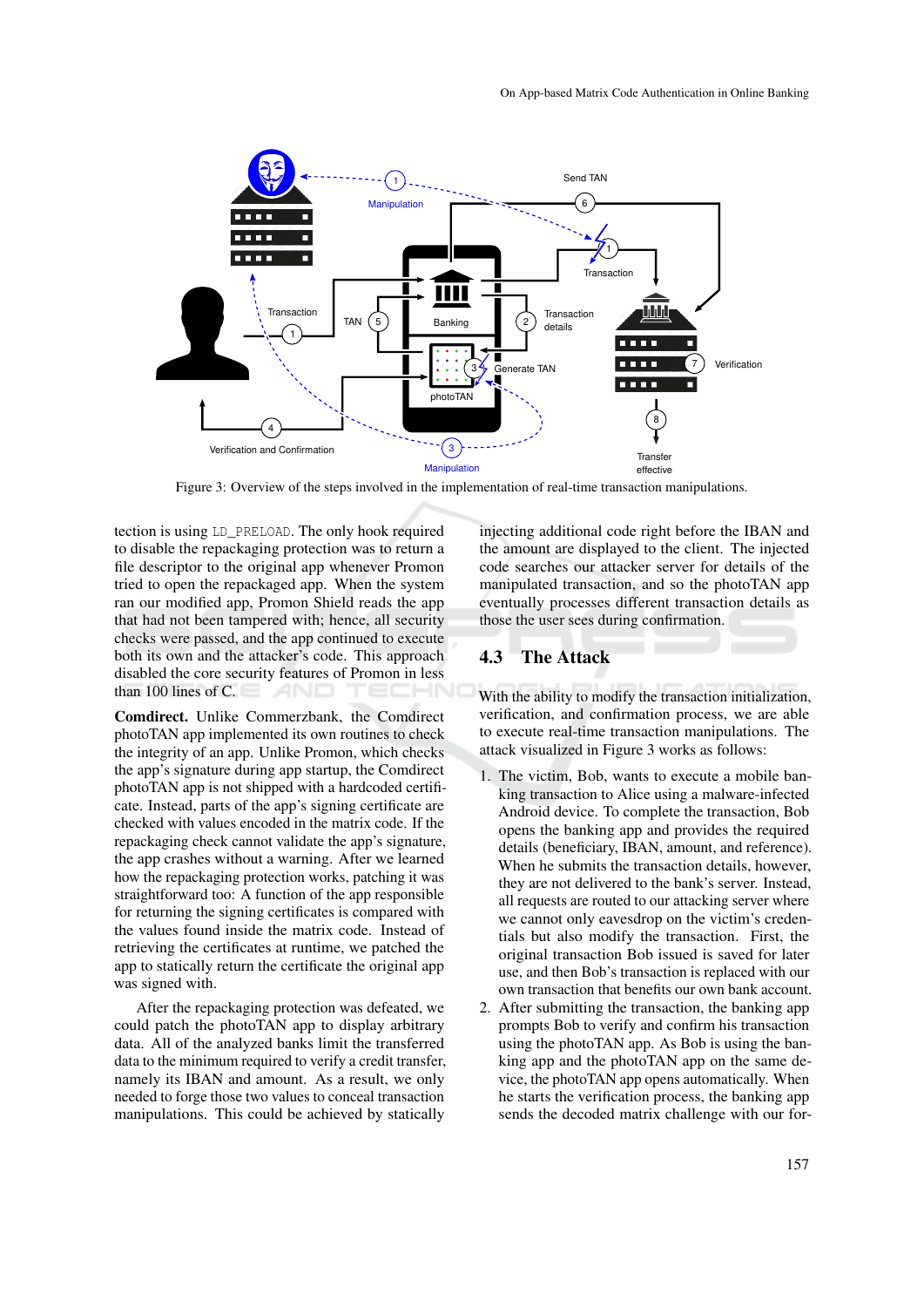Figure 3: Overview of the steps involved in the implementation of real-time transaction manipulations.

tection is using `LD_PRELOAD`. The only hook required to disable the repackaging protection was to return a file descriptor to the original app whenever Promon tried to open the repackaged app. When the system ran our modified app, Promon Shield reads the app that had not been tampered with; hence, all security checks were passed, and the app continued to execute both its own and the attacker's code. This approach disabled the core security features of Promon in less than 100 lines of C.

**Comdirect.** Unlike Commerzbank, the Comdirect photoTAN app implemented its own routines to check the integrity of an app. Unlike Promon, which checks the app's signature during app startup, the Comdirect photoTAN app is not shipped with a hardcoded certificate. Instead, parts of the app's signing certificate are checked with values encoded in the matrix code. If the repackaging check cannot validate the app's signature, the app crashes without a warning. After we learned how the repackaging protection works, patching it was straightforward too: A function of the app responsible for returning the signing certificates is compared with the values found inside the matrix code. Instead of retrieving the certificates at runtime, we patched the app to statically return the certificate the original app was signed with.

After the repackaging protection was defeated, we could patch the photoTAN app to display arbitrary data. All of the analyzed banks limit the transferred data to the minimum required to verify a credit transfer, namely its IBAN and amount. As a result, we only needed to forge those two values to conceal transaction manipulations. This could be achieved by statically injecting additional code right before the IBAN and the amount are displayed to the client. The injected code searches our attacker server for details of the manipulated transaction, and so the photoTAN app eventually processes different transaction details as those the user sees during confirmation.

## 4.3 The Attack

With the ability to modify the transaction initialization, verification, and confirmation process, we are able to execute real-time transaction manipulations. The attack visualized in Figure 3 works as follows:

1. The victim, Bob, wants to execute a mobile banking transaction to Alice using a malware-infected Android device. To complete the transaction, Bob opens the banking app and provides the required details (beneficiary, IBAN, amount, and reference). When he submits the transaction details, however, they are not delivered to the bank's server. Instead, all requests are routed to our attacking server where we cannot only eavesdrop on the victim's credentials but also modify the transaction. First, the original transaction Bob issued is saved for later use, and then Bob's transaction is replaced with our own transaction that benefits our own bank account.
2. After submitting the transaction, the banking app prompts Bob to verify and confirm his transaction using the photoTAN app. As Bob is using the banking app and the photoTAN app on the same device, the photoTAN app opens automatically. When he starts the verification process, the banking app sends the decoded matrix challenge with our for-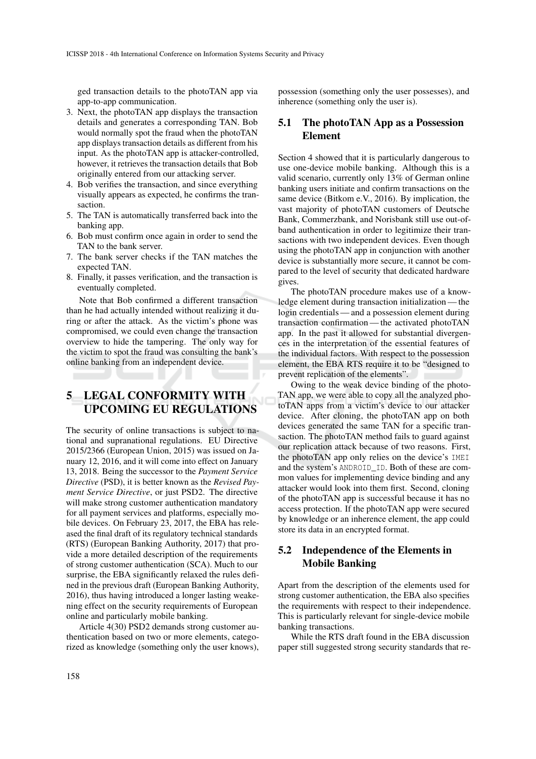ged transaction details to the photoTAN app via app-to-app communication.

3. Next, the photoTAN app displays the transaction details and generates a corresponding TAN. Bob would normally spot the fraud when the photoTAN app displays transaction details as different from his input. As the photoTAN app is attacker-controlled, however, it retrieves the transaction details that Bob originally entered from our attacking server.
4. Bob verifies the transaction, and since everything visually appears as expected, he confirms the transaction.
5. The TAN is automatically transferred back into the banking app.
6. Bob must confirm once again in order to send the TAN to the bank server.
7. The bank server checks if the TAN matches the expected TAN.
8. Finally, it passes verification, and the transaction is eventually completed.

Note that Bob confirmed a different transaction than he had actually intended without realizing it during or after the attack. As the victim's phone was compromised, we could even change the transaction overview to hide the tampering. The only way for the victim to spot the fraud was consulting the bank's online banking from an independent device.

## 5 LEGAL CONFORMITY WITH UPCOMING EU REGULATIONS

The security of online transactions is subject to national and supranational regulations. EU Directive 2015/2366 (European Union, 2015) was issued on January 12, 2016, and it will come into effect on January 13, 2018. Being the successor to the *Payment Service Directive* (PSD), it is better known as the *Revised Payment Service Directive*, or just PSD2. The directive will make strong customer authentication mandatory for all payment services and platforms, especially mobile devices. On February 23, 2017, the EBA has released the final draft of its regulatory technical standards (RTS) (European Banking Authority, 2017) that provide a more detailed description of the requirements of strong customer authentication (SCA). Much to our surprise, the EBA significantly relaxed the rules defined in the previous draft (European Banking Authority, 2016), thus having introduced a longer lasting weakening effect on the security requirements of European online and particularly mobile banking.

Article 4(30) PSD2 demands strong customer authentication based on two or more elements, categorized as knowledge (something only the user knows), possession (something only the user possesses), and inherence (something only the user is).

### 5.1 The photoTAN App as a Possession Element

Section 4 showed that it is particularly dangerous to use one-device mobile banking. Although this is a valid scenario, currently only 13% of German online banking users initiate and confirm transactions on the same device (Bitkom e.V., 2016). By implication, the vast majority of photoTAN customers of Deutsche Bank, Commerzbank, and Norisbank still use out-of-band authentication in order to legitimize their transactions with two independent devices. Even though using the photoTAN app in conjunction with another device is substantially more secure, it cannot be compared to the level of security that dedicated hardware gives.

The photoTAN procedure makes use of a knowledge element during transaction initialization — the login credentials — and a possession element during transaction confirmation — the activated photoTAN app. In the past it allowed for substantial divergences in the interpretation of the essential features of the individual factors. With respect to the possession element, the EBA RTS require it to be "designed to prevent replication of the elements".

Owing to the weak device binding of the photoTAN app, we were able to copy all the analyzed photoTAN apps from a victim's device to our attacker device. After cloning, the photoTAN app on both devices generated the same TAN for a specific transaction. The photoTAN method fails to guard against our replication attack because of two reasons. First, the photoTAN app only relies on the device's `IMEI` and the system's `ANDROID_ID`. Both of these are common values for implementing device binding and any attacker would look into them first. Second, cloning of the photoTAN app is successful because it has no access protection. If the photoTAN app were secured by knowledge or an inherence element, the app could store its data in an encrypted format.

### 5.2 Independence of the Elements in Mobile Banking

Apart from the description of the elements used for strong customer authentication, the EBA also specifies the requirements with respect to their independence. This is particularly relevant for single-device mobile banking transactions.

While the RTS draft found in the EBA discussion paper still suggested strong security standards that re-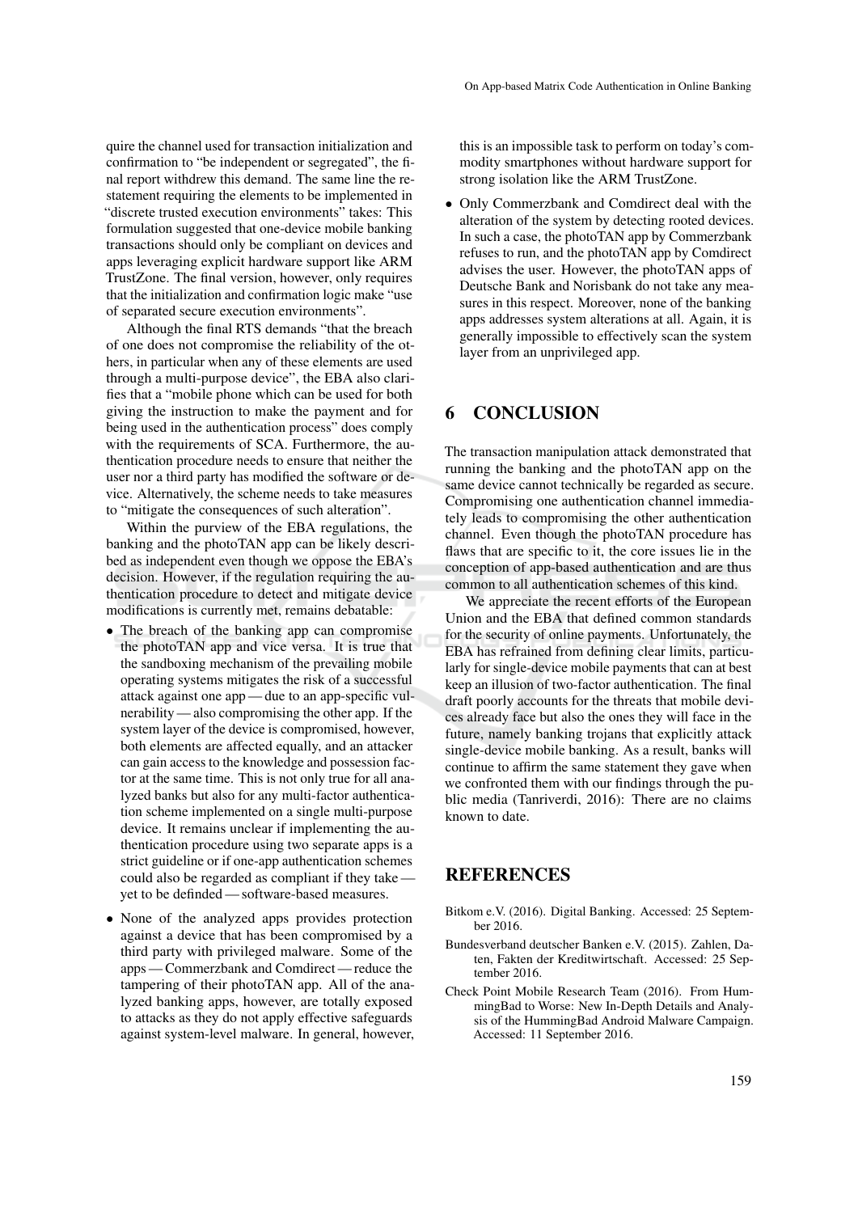quire the channel used for transaction initialization and confirmation to "be independent or segregated", the final report withdrew this demand. The same line the restatement requiring the elements to be implemented in "discrete trusted execution environments" takes: This formulation suggested that one-device mobile banking transactions should only be compliant on devices and apps leveraging explicit hardware support like ARM TrustZone. The final version, however, only requires that the initialization and confirmation logic make "use of separated secure execution environments".

Although the final RTS demands "that the breach of one does not compromise the reliability of the others, in particular when any of these elements are used through a multi-purpose device", the EBA also clarifies that a "mobile phone which can be used for both giving the instruction to make the payment and for being used in the authentication process" does comply with the requirements of SCA. Furthermore, the authentication procedure needs to ensure that neither the user nor a third party has modified the software or device. Alternatively, the scheme needs to take measures to "mitigate the consequences of such alteration".

Within the purview of the EBA regulations, the banking and the photoTAN app can be likely described as independent even though we oppose the EBA's decision. However, if the regulation requiring the authentication procedure to detect and mitigate device modifications is currently met, remains debatable:

- The breach of the banking app can compromise the photoTAN app and vice versa. It is true that the sandboxing mechanism of the prevailing mobile operating systems mitigates the risk of a successful attack against one app — due to an app-specific vulnerability — also compromising the other app. If the system layer of the device is compromised, however, both elements are affected equally, and an attacker can gain access to the knowledge and possession factor at the same time. This is not only true for all analyzed banks but also for any multi-factor authentication scheme implemented on a single multi-purpose device. It remains unclear if implementing the authentication procedure using two separate apps is a strict guideline or if one-app authentication schemes could also be regarded as compliant if they take — yet to be definded — software-based measures.
- None of the analyzed apps provides protection against a device that has been compromised by a third party with privileged malware. Some of the apps — Commerzbank and Comdirect — reduce the tampering of their photoTAN app. All of the analyzed banking apps, however, are totally exposed to attacks as they do not apply effective safeguards against system-level malware. In general, however, this is an impossible task to perform on today's commodity smartphones without hardware support for strong isolation like the ARM TrustZone.
- Only Commerzbank and Comdirect deal with the alteration of the system by detecting rooted devices. In such a case, the photoTAN app by Commerzbank refuses to run, and the photoTAN app by Comdirect advises the user. However, the photoTAN apps of Deutsche Bank and Norisbank do not take any measures in this respect. Moreover, none of the banking apps addresses system alterations at all. Again, it is generally impossible to effectively scan the system layer from an unprivileged app.

## 6 CONCLUSION

The transaction manipulation attack demonstrated that running the banking and the photoTAN app on the same device cannot technically be regarded as secure. Compromising one authentication channel immediately leads to compromising the other authentication channel. Even though the photoTAN procedure has flaws that are specific to it, the core issues lie in the conception of app-based authentication and are thus common to all authentication schemes of this kind.

We appreciate the recent efforts of the European Union and the EBA that defined common standards for the security of online payments. Unfortunately, the EBA has refrained from defining clear limits, particularly for single-device mobile payments that can at best keep an illusion of two-factor authentication. The final draft poorly accounts for the threats that mobile devices already face but also the ones they will face in the future, namely banking trojans that explicitly attack single-device mobile banking. As a result, banks will continue to affirm the same statement they gave when we confronted them with our findings through the public media (Tanriverdi, 2016): There are no claims known to date.

## REFERENCES

Bitkom e.V. (2016). Digital Banking. Accessed: 25 September 2016.

Bundesverband deutscher Banken e.V. (2015). Zahlen, Daten, Fakten der Kreditwirtschaft. Accessed: 25 September 2016.

Check Point Mobile Research Team (2016). From HummingBad to Worse: New In-Depth Details and Analysis of the HummingBad Android Malware Campaign. Accessed: 11 September 2016.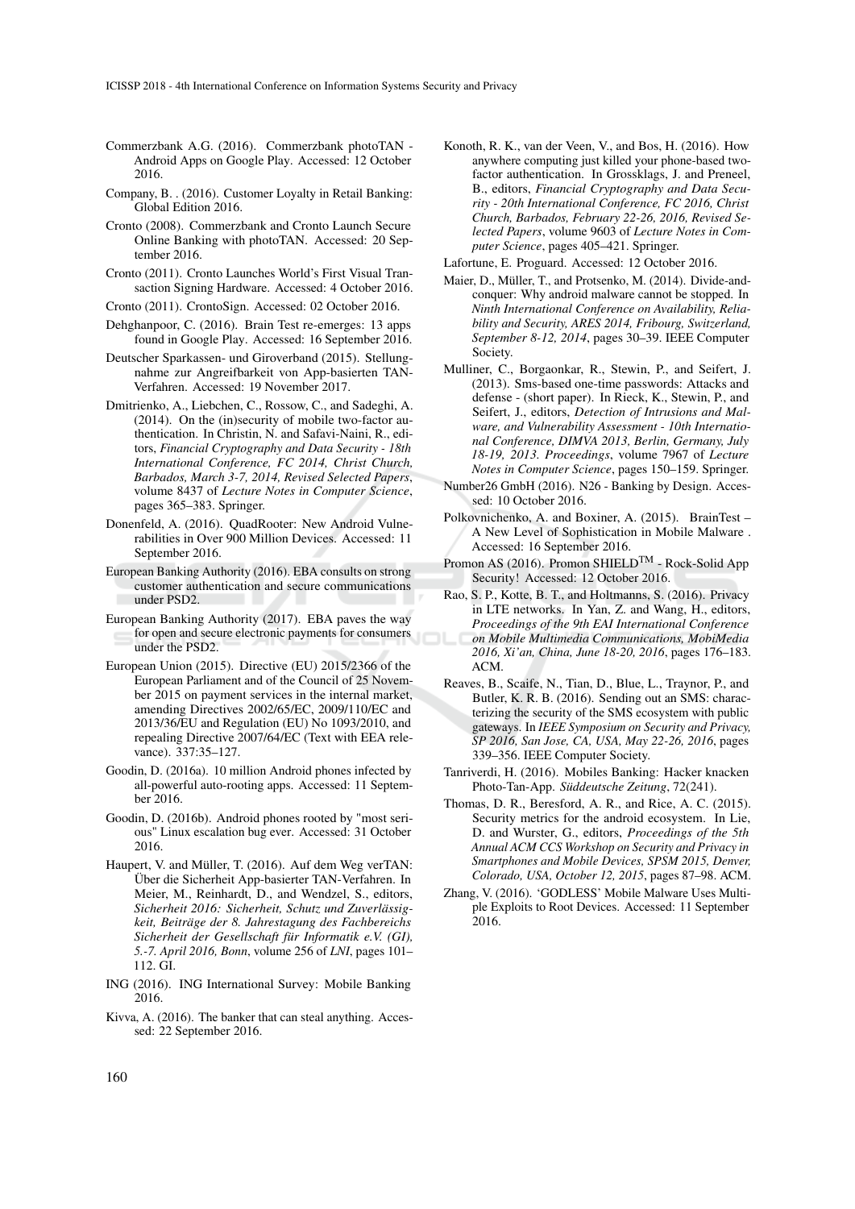Commerzbank A.G. (2016). Commerzbank photoTAN - Android Apps on Google Play. Accessed: 12 October 2016.

Company, B. . (2016). Customer Loyalty in Retail Banking: Global Edition 2016.

Cronto (2008). Commerzbank and Cronto Launch Secure Online Banking with photoTAN. Accessed: 20 September 2016.

Cronto (2011). Cronto Launches World's First Visual Transaction Signing Hardware. Accessed: 4 October 2016.

Cronto (2011). CrontoSign. Accessed: 02 October 2016.

Dehghanpoor, C. (2016). Brain Test re-emerges: 13 apps found in Google Play. Accessed: 16 September 2016.

Deutscher Sparkassen- und Giroverband (2015). Stellungnahme zur Angreifbarkeit von App-basierten TAN-Verfahren. Accessed: 19 November 2017.

Dmitrienko, A., Liebchen, C., Rossow, C., and Sadeghi, A. (2014). On the (in)security of mobile two-factor authentication. In Christin, N. and Safavi-Naini, R., editors, *Financial Cryptography and Data Security - 18th International Conference, FC 2014, Christ Church, Barbados, March 3-7, 2014, Revised Selected Papers*, volume 8437 of *Lecture Notes in Computer Science*, pages 365–383. Springer.

Donenfeld, A. (2016). QuadRooter: New Android Vulnerabilities in Over 900 Million Devices. Accessed: 11 September 2016.

European Banking Authority (2016). EBA consults on strong customer authentication and secure communications under PSD2.

European Banking Authority (2017). EBA paves the way for open and secure electronic payments for consumers under the PSD2.

European Union (2015). Directive (EU) 2015/2366 of the European Parliament and of the Council of 25 November 2015 on payment services in the internal market, amending Directives 2002/65/EC, 2009/110/EC and 2013/36/EU and Regulation (EU) No 1093/2010, and repealing Directive 2007/64/EC (Text with EEA relevance). 337:35–127.

Goodin, D. (2016a). 10 million Android phones infected by all-powerful auto-rooting apps. Accessed: 11 September 2016.

Goodin, D. (2016b). Android phones rooted by "most serious" Linux escalation bug ever. Accessed: 31 October 2016.

Haupert, V. and Müller, T. (2016). Auf dem Weg verTAN: Über die Sicherheit App-basierter TAN-Verfahren. In Meier, M., Reinhardt, D., and Wendzel, S., editors, *Sicherheit 2016: Sicherheit, Schutz und Zuverlässigkeit, Beiträge der 8. Jahrestagung des Fachbereichs Sicherheit der Gesellschaft für Informatik e.V. (GI), 5.-7. April 2016, Bonn*, volume 256 of *LNI*, pages 101–112. GI.

ING (2016). ING International Survey: Mobile Banking 2016.

Kivva, A. (2016). The banker that can steal anything. Accessed: 22 September 2016.

Konoth, R. K., van der Veen, V., and Bos, H. (2016). How anywhere computing just killed your phone-based two-factor authentication. In Grossklags, J. and Preneel, B., editors, *Financial Cryptography and Data Security - 20th International Conference, FC 2016, Christ Church, Barbados, February 22-26, 2016, Revised Selected Papers*, volume 9603 of *Lecture Notes in Computer Science*, pages 405–421. Springer.

Lafortune, E. Proguard. Accessed: 12 October 2016.

Maier, D., Müller, T., and Protsenko, M. (2014). Divide-and-conquer: Why android malware cannot be stopped. In *Ninth International Conference on Availability, Reliability and Security, ARES 2014, Fribourg, Switzerland, September 8-12, 2014*, pages 30–39. IEEE Computer Society.

Mulliner, C., Borgaonkar, R., Stewin, P., and Seifert, J. (2013). Sms-based one-time passwords: Attacks and defense - (short paper). In Rieck, K., Stewin, P., and Seifert, J., editors, *Detection of Intrusions and Malware, and Vulnerability Assessment - 10th International Conference, DIMVA 2013, Berlin, Germany, July 18-19, 2013. Proceedings*, volume 7967 of *Lecture Notes in Computer Science*, pages 150–159. Springer.

Number26 GmbH (2016). N26 - Banking by Design. Accessed: 10 October 2016.

Polkovnichenko, A. and Boxiner, A. (2015). BrainTest – A New Level of Sophistication in Mobile Malware . Accessed: 16 September 2016.

Promon AS (2016). Promon SHIELD™ - Rock-Solid App Security! Accessed: 12 October 2016.

Rao, S. P., Kotte, B. T., and Holtmanns, S. (2016). Privacy in LTE networks. In Yan, Z. and Wang, H., editors, *Proceedings of the 9th EAI International Conference on Mobile Multimedia Communications, MobiMedia 2016, Xi'an, China, June 18-20, 2016*, pages 176–183. ACM.

Reaves, B., Scaife, N., Tian, D., Blue, L., Traynor, P., and Butler, K. R. B. (2016). Sending out an SMS: characterizing the security of the SMS ecosystem with public gateways. In *IEEE Symposium on Security and Privacy, SP 2016, San Jose, CA, USA, May 22-26, 2016*, pages 339–356. IEEE Computer Society.

Tanriverdi, H. (2016). Mobiles Banking: Hacker knacken Photo-Tan-App. *Süddeutsche Zeitung*, 72(241).

Thomas, D. R., Beresford, A. R., and Rice, A. C. (2015). Security metrics for the android ecosystem. In Lie, D. and Wurster, G., editors, *Proceedings of the 5th Annual ACM CCS Workshop on Security and Privacy in Smartphones and Mobile Devices, SPSM 2015, Denver, Colorado, USA, October 12, 2015*, pages 87–98. ACM.

Zhang, V. (2016). 'GODLESS' Mobile Malware Uses Multiple Exploits to Root Devices. Accessed: 11 September 2016.